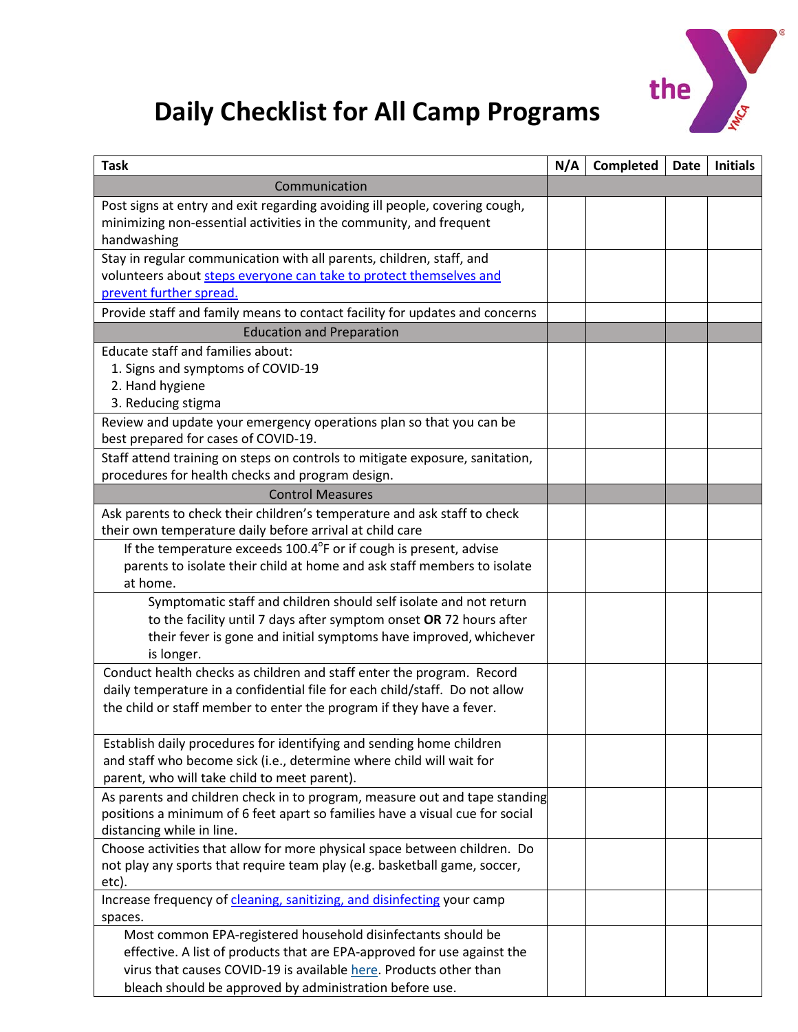# Daily Checklist for All Camp Programs

| Task | N/A | Completed | Date | Initials |
|---|---|---|---|---|
| **Communication** | | | | |
| Post signs at entry and exit regarding avoiding ill people, covering cough, minimizing non-essential activities in the community, and frequent handwashing | | | | |
| Stay in regular communication with all parents, children, staff, and volunteers about steps everyone can take to protect themselves and prevent further spread. | | | | |
| Provide staff and family means to contact facility for updates and concerns | | | | |
| **Education and Preparation** | | | | |
| Educate staff and families about: 1. Signs and symptoms of COVID-19 2. Hand hygiene 3. Reducing stigma | | | | |
| Review and update your emergency operations plan so that you can be best prepared for cases of COVID-19. | | | | |
| Staff attend training on steps on controls to mitigate exposure, sanitation, procedures for health checks and program design. | | | | |
| **Control Measures** | | | | |
| Ask parents to check their children's temperature and ask staff to check their own temperature daily before arrival at child care | | | | |
| If the temperature exceeds 100.4°F or if cough is present, advise parents to isolate their child at home and ask staff members to isolate at home. | | | | |
| Symptomatic staff and children should self isolate and not return to the facility until 7 days after symptom onset **OR** 72 hours after their fever is gone and initial symptoms have improved, whichever is longer. | | | | |
| Conduct health checks as children and staff enter the program. Record daily temperature in a confidential file for each child/staff. Do not allow the child or staff member to enter the program if they have a fever. | | | | |
| Establish daily procedures for identifying and sending home children and staff who become sick (i.e., determine where child will wait for parent, who will take child to meet parent). | | | | |
| As parents and children check in to program, measure out and tape standing positions a minimum of 6 feet apart so families have a visual cue for social distancing while in line. | | | | |
| Choose activities that allow for more physical space between children. Do not play any sports that require team play (e.g. basketball game, soccer, etc). | | | | |
| Increase frequency of cleaning, sanitizing, and disinfecting your camp spaces. | | | | |
| Most common EPA-registered household disinfectants should be effective. A list of products that are EPA-approved for use against the virus that causes COVID-19 is available here. Products other than bleach should be approved by administration before use. | | | | |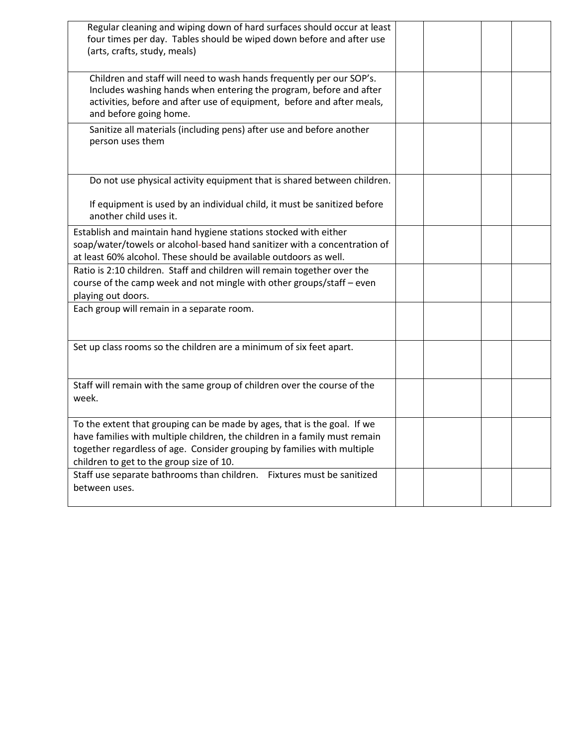| | | | | |
|---|---|---|---|---|
| Regular cleaning and wiping down of hard surfaces should occur at least four times per day. Tables should be wiped down before and after use (arts, crafts, study, meals) | | | | |
| Children and staff will need to wash hands frequently per our SOP's. Includes washing hands when entering the program, before and after activities, before and after use of equipment, before and after meals, and before going home. | | | | |
| Sanitize all materials (including pens) after use and before another person uses them | | | | |
| Do not use physical activity equipment that is shared between children.<br><br>If equipment is used by an individual child, it must be sanitized before another child uses it. | | | | |
| Establish and maintain hand hygiene stations stocked with either soap/water/towels or alcohol-based hand sanitizer with a concentration of at least 60% alcohol. These should be available outdoors as well. | | | | |
| Ratio is 2:10 children. Staff and children will remain together over the course of the camp week and not mingle with other groups/staff – even playing out doors. | | | | |
| Each group will remain in a separate room. | | | | |
| Set up class rooms so the children are a minimum of six feet apart. | | | | |
| Staff will remain with the same group of children over the course of the week. | | | | |
| To the extent that grouping can be made by ages, that is the goal. If we have families with multiple children, the children in a family must remain together regardless of age. Consider grouping by families with multiple children to get to the group size of 10. | | | | |
| Staff use separate bathrooms than children. Fixtures must be sanitized between uses. | | | | |